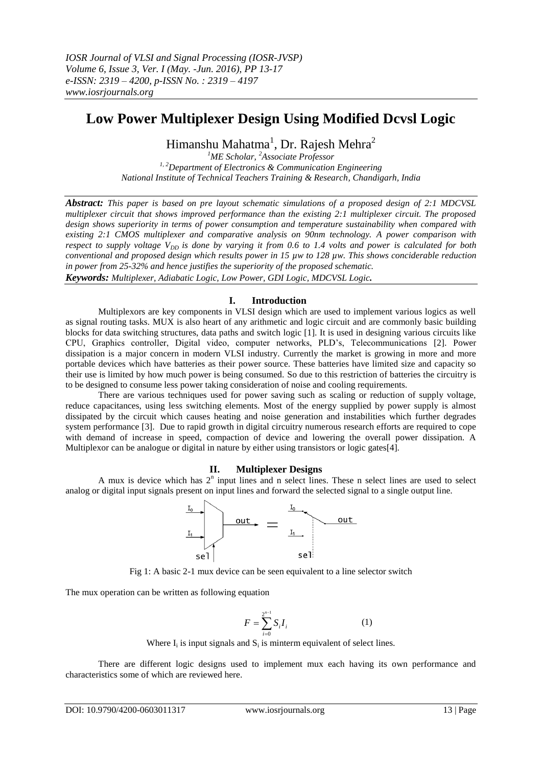# Low Power Multiplexer Design Using Modified Dcvsl Logic

Himanshu Mahatma[1], Dr. Rajesh Mehra[2]

[1]ME Scholar, [2]Associate Professor
[1, 2]Department of Electronics & Communication Engineering
National Institute of Technical Teachers Training & Research, Chandigarh, India

***Abstract:*** *This paper is based on pre layout schematic simulations of a proposed design of 2:1 MDCVSL multiplexer circuit that shows improved performance than the existing 2:1 multiplexer circuit. The proposed design shows superiority in terms of power consumption and temperature sustainability when compared with existing 2:1 CMOS multiplexer and comparative analysis on 90nm technology. A power comparison with respect to supply voltage $V_{DD}$ is done by varying it from 0.6 to 1.4 volts and power is calculated for both conventional and proposed design which results power in 15 µw to 128 µw. This shows conciderable reduction in power from 25-32% and hence justifies the superiority of the proposed schematic.*

***Keywords:*** *Multiplexer, Adiabatic Logic, Low Power, GDI Logic, MDCVSL Logic.*

## I. Introduction

Multiplexors are key components in VLSI design which are used to implement various logics as well as signal routing tasks. MUX is also heart of any arithmetic and logic circuit and are commonly basic building blocks for data switching structures, data paths and switch logic [1]. It is used in designing various circuits like CPU, Graphics controller, Digital video, computer networks, PLD's, Telecommunications [2]. Power dissipation is a major concern in modern VLSI industry. Currently the market is growing in more and more portable devices which have batteries as their power source. These batteries have limited size and capacity so their use is limited by how much power is being consumed. So due to this restriction of batteries the circuitry is to be designed to consume less power taking consideration of noise and cooling requirements.

There are various techniques used for power saving such as scaling or reduction of supply voltage, reduce capacitances, using less switching elements. Most of the energy supplied by power supply is almost dissipated by the circuit which causes heating and noise generation and instabilities which further degrades system performance [3]. Due to rapid growth in digital circuitry numerous research efforts are required to cope with demand of increase in speed, compaction of device and lowering the overall power dissipation. A Multiplexor can be analogue or digital in nature by either using transistors or logic gates[4].

## II. Multiplexer Designs

A mux is device which has $2^n$ input lines and n select lines. These n select lines are used to select analog or digital input signals present on input lines and forward the selected signal to a single output line.

Fig 1: A basic 2-1 mux device can be seen equivalent to a line selector switch

The mux operation can be written as following equation

$$F = \sum_{i=0}^{2^{n-1}} S_i I_i \qquad (1)$$

Where $I_i$ is input signals and $S_i$ is minterm equivalent of select lines.

There are different logic designs used to implement mux each having its own performance and characteristics some of which are reviewed here.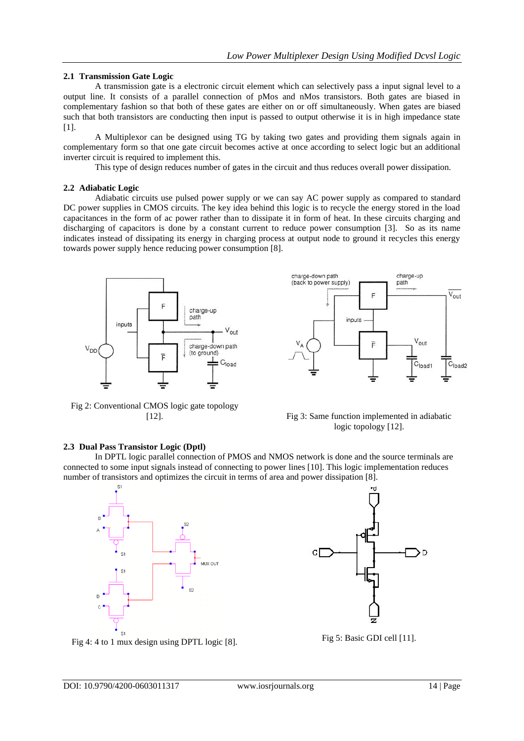### 2.1 Transmission Gate Logic

A transmission gate is a electronic circuit element which can selectively pass a input signal level to a output line. It consists of a parallel connection of pMos and nMos transistors. Both gates are biased in complementary fashion so that both of these gates are either on or off simultaneously. When gates are biased such that both transistors are conducting then input is passed to output otherwise it is in high impedance state [1].

A Multiplexor can be designed using TG by taking two gates and providing them signals again in complementary form so that one gate circuit becomes active at once according to select logic but an additional inverter circuit is required to implement this.

This type of design reduces number of gates in the circuit and thus reduces overall power dissipation.

### 2.2 Adiabatic Logic

Adiabatic circuits use pulsed power supply or we can say AC power supply as compared to standard DC power supplies in CMOS circuits. The key idea behind this logic is to recycle the energy stored in the load capacitances in the form of ac power rather than to dissipate it in form of heat. In these circuits charging and discharging of capacitors is done by a constant current to reduce power consumption [3]. So as its name indicates instead of dissipating its energy in charging process at output node to ground it recycles this energy towards power supply hence reducing power consumption [8].

Fig 2: Conventional CMOS logic gate topology [12].

Fig 3: Same function implemented in adiabatic logic topology [12].

### 2.3 Dual Pass Transistor Logic (Dptl)

In DPTL logic parallel connection of PMOS and NMOS network is done and the source terminals are connected to some input signals instead of connecting to power lines [10]. This logic implementation reduces number of transistors and optimizes the circuit in terms of area and power dissipation [8].

Fig 4: 4 to 1 mux design using DPTL logic [8].

Fig 5: Basic GDI cell [11].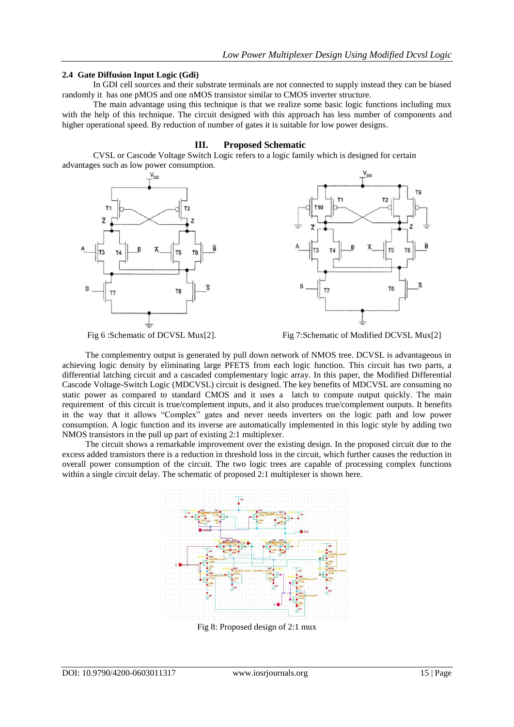### 2.4 Gate Diffusion Input Logic (Gdi)

In GDI cell sources and their substrate terminals are not connected to supply instead they can be biased randomly it has one pMOS and one nMOS transistor similar to CMOS inverter structure.

The main advantage using this technique is that we realize some basic logic functions including mux with the help of this technique. The circuit designed with this approach has less number of components and higher operational speed. By reduction of number of gates it is suitable for low power designs.

## III. Proposed Schematic

CVSL or Cascode Voltage Switch Logic refers to a logic family which is designed for certain advantages such as low power consumption.

Fig 6 :Schematic of DCVSL Mux[2].

Fig 7:Schematic of Modified DCVSL Mux[2]

The complementry output is generated by pull down network of NMOS tree. DCVSL is advantageous in achieving logic density by eliminating large PFETS from each logic function. This circuit has two parts, a differential latching circuit and a cascaded complementary logic array. In this paper, the Modified Differential Cascode Voltage-Switch Logic (MDCVSL) circuit is designed. The key benefits of MDCVSL are consuming no static power as compared to standard CMOS and it uses a latch to compute output quickly. The main requirement of this circuit is true/complement inputs, and it also produces true/complement outputs. It benefits in the way that it allows "Complex" gates and never needs inverters on the logic path and low power consumption. A logic function and its inverse are automatically implemented in this logic style by adding two NMOS transistors in the pull up part of existing 2:1 multiplexer.

The circuit shows a remarkable improvement over the existing design. In the proposed circuit due to the excess added transistors there is a reduction in threshold loss in the circuit, which further causes the reduction in overall power consumption of the circuit. The two logic trees are capable of processing complex functions within a single circuit delay. The schematic of proposed 2:1 multiplexer is shown here.

Fig 8: Proposed design of 2:1 mux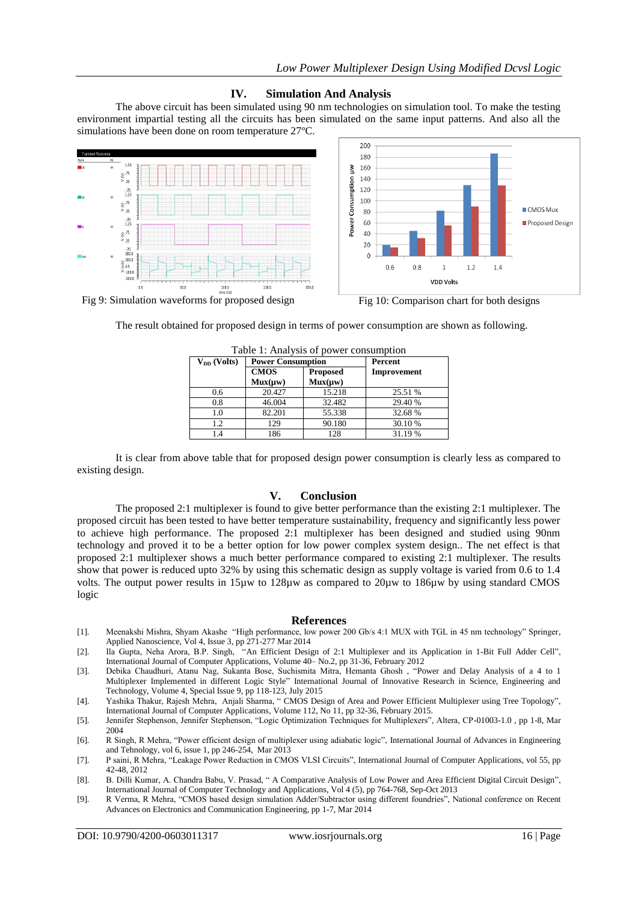## IV. Simulation And Analysis

The above circuit has been simulated using 90 nm technologies on simulation tool. To make the testing environment impartial testing all the circuits has been simulated on the same input patterns. And also all the simulations have been done on room temperature 27ºC.

Fig 9: Simulation waveforms for proposed design

Fig 10: Comparison chart for both designs

The result obtained for proposed design in terms of power consumption are shown as following.

Table 1: Analysis of power consumption

| $V_{DD}$ (Volts) | Power Consumption | | Percent Improvement |
|---|---|---|---|
| | CMOS Mux(µw) | Proposed Mux(µw) | |
| 0.6 | 20.427 | 15.218 | 25.51 % |
| 0.8 | 46.004 | 32.482 | 29.40 % |
| 1.0 | 82.201 | 55.338 | 32.68 % |
| 1.2 | 129 | 90.180 | 30.10 % |
| 1.4 | 186 | 128 | 31.19 % |

It is clear from above table that for proposed design power consumption is clearly less as compared to existing design.

## V. Conclusion

The proposed 2:1 multiplexer is found to give better performance than the existing 2:1 multiplexer. The proposed circuit has been tested to have better temperature sustainability, frequency and significantly less power to achieve high performance. The proposed 2:1 multiplexer has been designed and studied using 90nm technology and proved it to be a better option for low power complex system design.. The net effect is that proposed 2:1 multiplexer shows a much better performance compared to existing 2:1 multiplexer. The results show that power is reduced upto 32% by using this schematic design as supply voltage is varied from 0.6 to 1.4 volts. The output power results in 15µw to 128µw as compared to 20µw to 186µw by using standard CMOS logic

## References

[1]. Meenakshi Mishra, Shyam Akashe "High performance, low power 200 Gb/s 4:1 MUX with TGL in 45 nm technology" Springer, Applied Nanoscience, Vol 4, Issue 3, pp 271-277 Mar 2014

[2]. Ila Gupta, Neha Arora, B.P. Singh, "An Efficient Design of 2:1 Multiplexer and its Application in 1-Bit Full Adder Cell", International Journal of Computer Applications, Volume 40– No.2, pp 31-36, February 2012

[3]. Debika Chaudhuri, Atanu Nag, Sukanta Bose, Suchismita Mitra, Hemanta Ghosh , "Power and Delay Analysis of a 4 to 1 Multiplexer Implemented in different Logic Style" International Journal of Innovative Research in Science, Engineering and Technology, Volume 4, Special Issue 9, pp 118-123, July 2015

[4]. Yashika Thakur, Rajesh Mehra, Anjali Sharma, " CMOS Design of Area and Power Efficient Multiplexer using Tree Topology", International Journal of Computer Applications, Volume 112, No 11, pp 32-36, February 2015.

[5]. Jennifer Stephenson, Jennifer Stephenson, "Logic Optimization Techniques for Multiplexers", Altera, CP-01003-1.0 , pp 1-8, Mar 2004

[6]. R Singh, R Mehra, "Power efficient design of multiplexer using adiabatic logic", International Journal of Advances in Engineering and Tehnology, vol 6, issue 1, pp 246-254, Mar 2013

[7]. P saini, R Mehra, "Leakage Power Reduction in CMOS VLSI Circuits", International Journal of Computer Applications, vol 55, pp 42-48, 2012

[8]. B. Dilli Kumar, A. Chandra Babu, V. Prasad, " A Comparative Analysis of Low Power and Area Efficient Digital Circuit Design", International Journal of Computer Technology and Applications, Vol 4 (5), pp 764-768, Sep-Oct 2013

[9]. R Verma, R Mehra, "CMOS based design simulation Adder/Subtractor using different foundries", National conference on Recent Advances on Electronics and Communication Engineering, pp 1-7, Mar 2014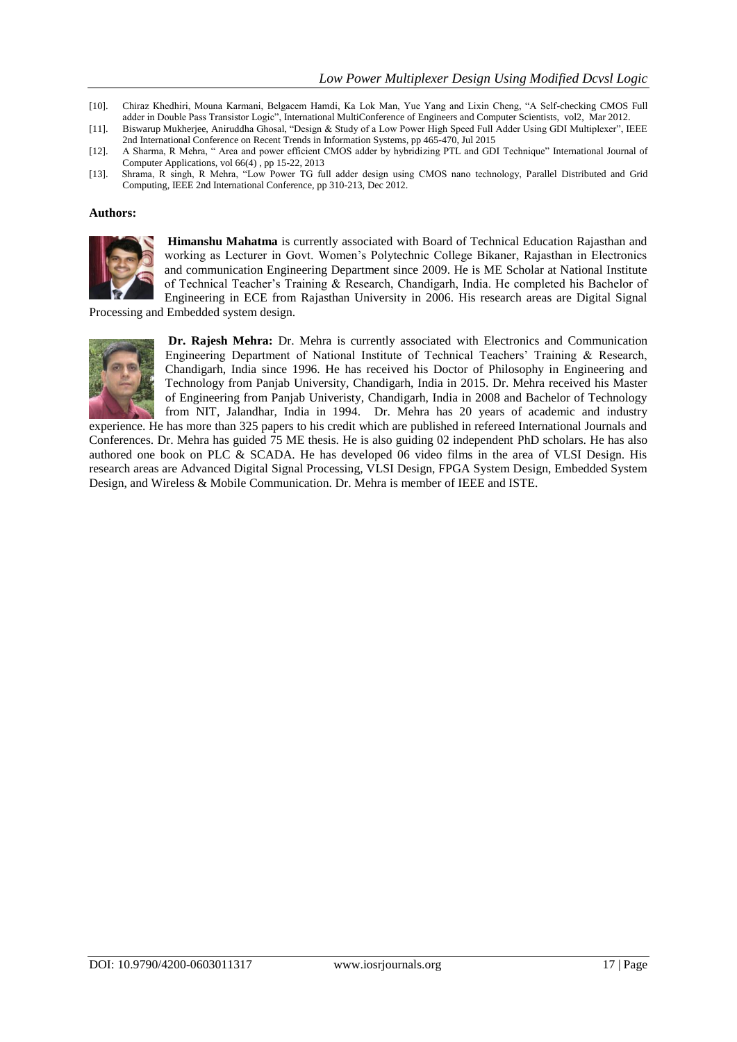[10]. Chiraz Khedhiri, Mouna Karmani, Belgacem Hamdi, Ka Lok Man, Yue Yang and Lixin Cheng, "A Self-checking CMOS Full adder in Double Pass Transistor Logic", International MultiConference of Engineers and Computer Scientists, vol2, Mar 2012.

[11]. Biswarup Mukherjee, Aniruddha Ghosal, "Design & Study of a Low Power High Speed Full Adder Using GDI Multiplexer", IEEE 2nd International Conference on Recent Trends in Information Systems, pp 465-470, Jul 2015

[12]. A Sharma, R Mehra, " Area and power efficient CMOS adder by hybridizing PTL and GDI Technique" International Journal of Computer Applications, vol 66(4) , pp 15-22, 2013

[13]. Shrama, R singh, R Mehra, "Low Power TG full adder design using CMOS nano technology, Parallel Distributed and Grid Computing, IEEE 2nd International Conference, pp 310-213, Dec 2012.

**Authors:**

**Himanshu Mahatma** is currently associated with Board of Technical Education Rajasthan and working as Lecturer in Govt. Women's Polytechnic College Bikaner, Rajasthan in Electronics and communication Engineering Department since 2009. He is ME Scholar at National Institute of Technical Teacher's Training & Research, Chandigarh, India. He completed his Bachelor of Engineering in ECE from Rajasthan University in 2006. His research areas are Digital Signal Processing and Embedded system design.

**Dr. Rajesh Mehra:** Dr. Mehra is currently associated with Electronics and Communication Engineering Department of National Institute of Technical Teachers' Training & Research, Chandigarh, India since 1996. He has received his Doctor of Philosophy in Engineering and Technology from Panjab University, Chandigarh, India in 2015. Dr. Mehra received his Master of Engineering from Panjab Univeristy, Chandigarh, India in 2008 and Bachelor of Technology from NIT, Jalandhar, India in 1994. Dr. Mehra has 20 years of academic and industry experience. He has more than 325 papers to his credit which are published in refereed International Journals and Conferences. Dr. Mehra has guided 75 ME thesis. He is also guiding 02 independent PhD scholars. He has also authored one book on PLC & SCADA. He has developed 06 video films in the area of VLSI Design. His research areas are Advanced Digital Signal Processing, VLSI Design, FPGA System Design, Embedded System Design, and Wireless & Mobile Communication. Dr. Mehra is member of IEEE and ISTE.